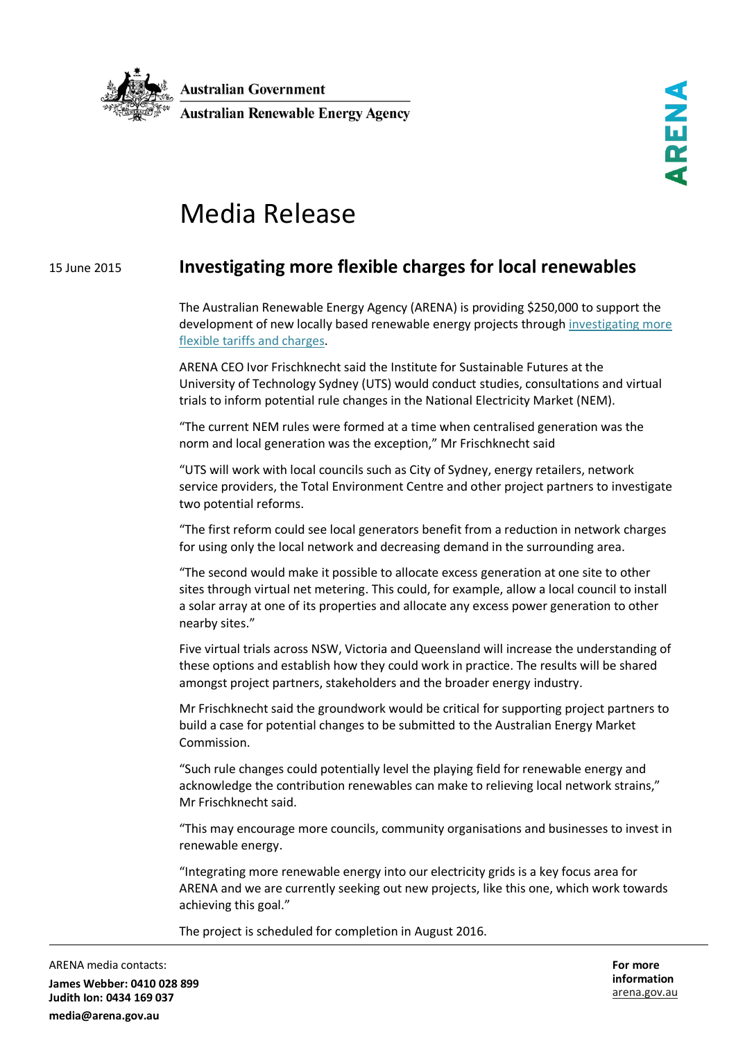Australian Government

Australian Renewable Energy Agency

ARENA

# Media Release

15 June 2015

## Investigating more flexible charges for local renewables

The Australian Renewable Energy Agency (ARENA) is providing $250,000 to support the development of new locally based renewable energy projects through investigating more flexible tariffs and charges.

ARENA CEO Ivor Frischknecht said the Institute for Sustainable Futures at the University of Technology Sydney (UTS) would conduct studies, consultations and virtual trials to inform potential rule changes in the National Electricity Market (NEM).

"The current NEM rules were formed at a time when centralised generation was the norm and local generation was the exception," Mr Frischknecht said

"UTS will work with local councils such as City of Sydney, energy retailers, network service providers, the Total Environment Centre and other project partners to investigate two potential reforms.

"The first reform could see local generators benefit from a reduction in network charges for using only the local network and decreasing demand in the surrounding area.

"The second would make it possible to allocate excess generation at one site to other sites through virtual net metering. This could, for example, allow a local council to install a solar array at one of its properties and allocate any excess power generation to other nearby sites."

Five virtual trials across NSW, Victoria and Queensland will increase the understanding of these options and establish how they could work in practice. The results will be shared amongst project partners, stakeholders and the broader energy industry.

Mr Frischknecht said the groundwork would be critical for supporting project partners to build a case for potential changes to be submitted to the Australian Energy Market Commission.

"Such rule changes could potentially level the playing field for renewable energy and acknowledge the contribution renewables can make to relieving local network strains," Mr Frischknecht said.

"This may encourage more councils, community organisations and businesses to invest in renewable energy.

"Integrating more renewable energy into our electricity grids is a key focus area for ARENA and we are currently seeking out new projects, like this one, which work towards achieving this goal."

The project is scheduled for completion in August 2016.

ARENA media contacts:

**James Webber: 0410 028 899**
**Judith Ion: 0434 169 037**

**media@arena.gov.au**

**For more information**
arena.gov.au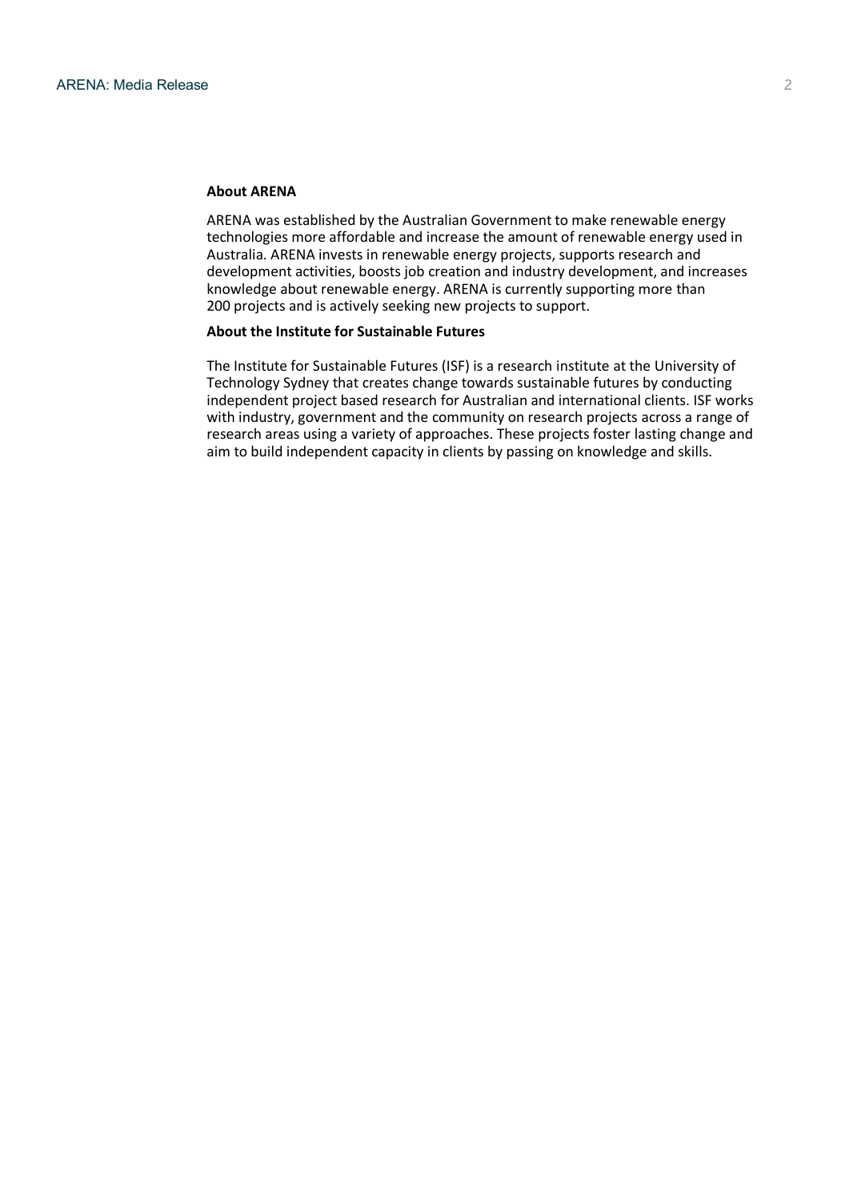**About ARENA**

ARENA was established by the Australian Government to make renewable energy technologies more affordable and increase the amount of renewable energy used in Australia. ARENA invests in renewable energy projects, supports research and development activities, boosts job creation and industry development, and increases knowledge about renewable energy. ARENA is currently supporting more than 200 projects and is actively seeking new projects to support.

**About the Institute for Sustainable Futures**

The Institute for Sustainable Futures (ISF) is a research institute at the University of Technology Sydney that creates change towards sustainable futures by conducting independent project based research for Australian and international clients. ISF works with industry, government and the community on research projects across a range of research areas using a variety of approaches. These projects foster lasting change and aim to build independent capacity in clients by passing on knowledge and skills.